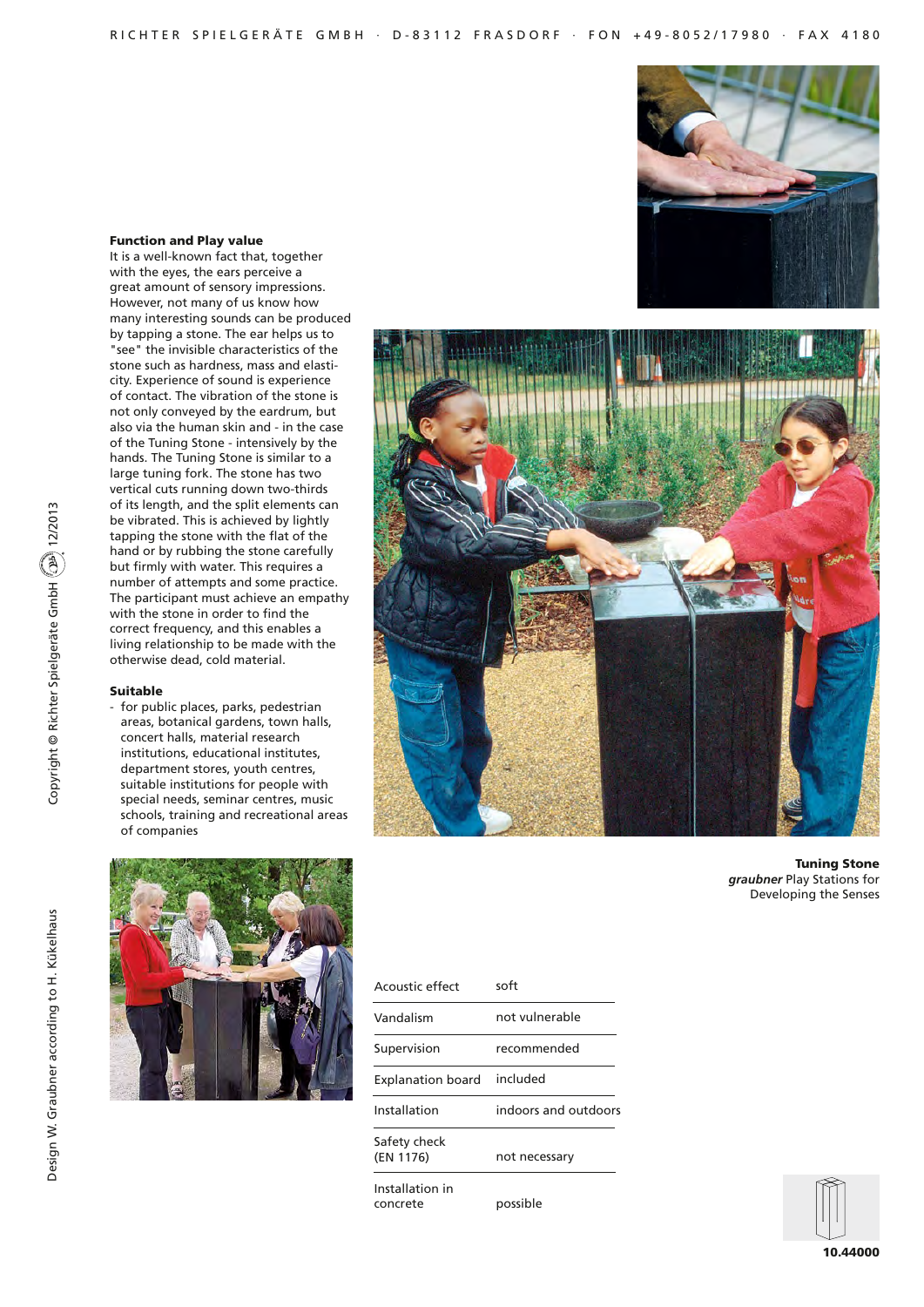**Tuning Stone**
***graubner*** Play Stations for Developing the Senses

### Function and Play value

It is a well-known fact that, together with the eyes, the ears perceive a great amount of sensory impressions. However, not many of us know how many interesting sounds can be produced by tapping a stone. The ear helps us to "see" the invisible characteristics of the stone such as hardness, mass and elasticity. Experience of sound is experience of contact. The vibration of the stone is not only conveyed by the eardrum, but also via the human skin and - in the case of the Tuning Stone - intensively by the hands. The Tuning Stone is similar to a large tuning fork. The stone has two vertical cuts running down two-thirds of its length, and the split elements can be vibrated. This is achieved by lightly tapping the stone with the flat of the hand or by rubbing the stone carefully but firmly with water. This requires a number of attempts and some practice. The participant must achieve an empathy with the stone in order to find the correct frequency, and this enables a living relationship to be made with the otherwise dead, cold material.

### Suitable

- for public places, parks, pedestrian areas, botanical gardens, town halls, concert halls, material research institutions, educational institutes, department stores, youth centres, suitable institutions for people with special needs, seminar centres, music schools, training and recreational areas of companies

| | |
|---|---|
| Acoustic effect | soft |
| Vandalism | not vulnerable |
| Supervision | recommended |
| Explanation board | included |
| Installation | indoors and outdoors |
| Safety check (EN 1176) | not necessary |
| Installation in concrete | possible |

**10.44000**

Design W. Graubner according to H. Kükelhaus

Copyright © Richter Spielgeräte GmbH 12/2013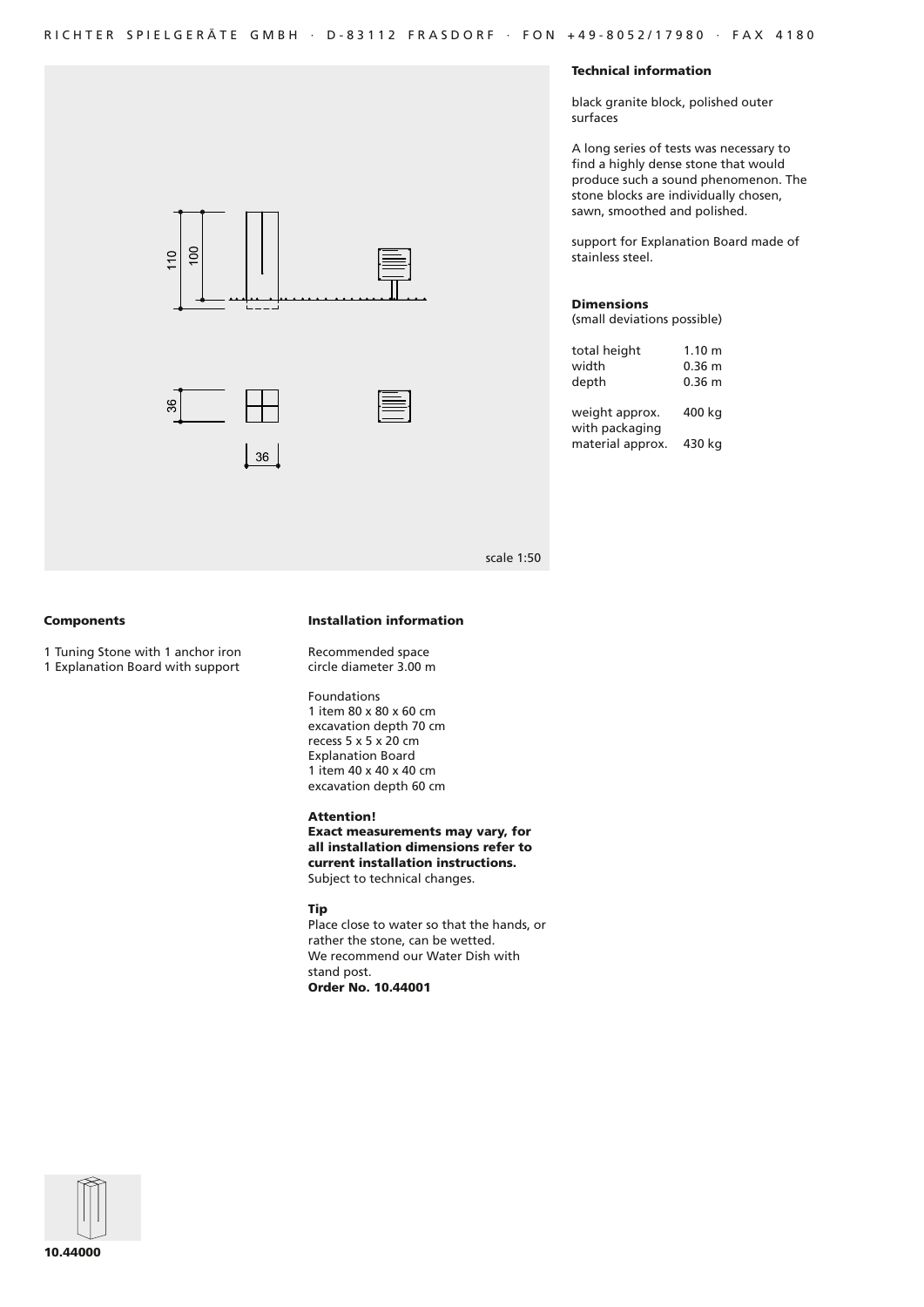110
100

36

36

scale 1:50

#### Technical information

black granite block, polished outer surfaces

A long series of tests was necessary to find a highly dense stone that would produce such a sound phenomenon. The stone blocks are individually chosen, sawn, smoothed and polished.

support for Explanation Board made of stainless steel.

#### Dimensions

(small deviations possible)

| | |
|---|---|
| total height | 1.10 m |
| width | 0.36 m |
| depth | 0.36 m |
| weight approx. | 400 kg |
| with packaging material approx. | 430 kg |

#### Components

1 Tuning Stone with 1 anchor iron
1 Explanation Board with support

#### Installation information

Recommended space
circle diameter 3.00 m

Foundations
1 item 80 x 80 x 60 cm
excavation depth 70 cm
recess 5 x 5 x 20 cm
Explanation Board
1 item 40 x 40 x 40 cm
excavation depth 60 cm

**Attention!**
**Exact measurements may vary, for all installation dimensions refer to current installation instructions.**
Subject to technical changes.

**Tip**
Place close to water so that the hands, or rather the stone, can be wetted.
We recommend our Water Dish with stand post.
**Order No. 10.44001**

**10.44000**